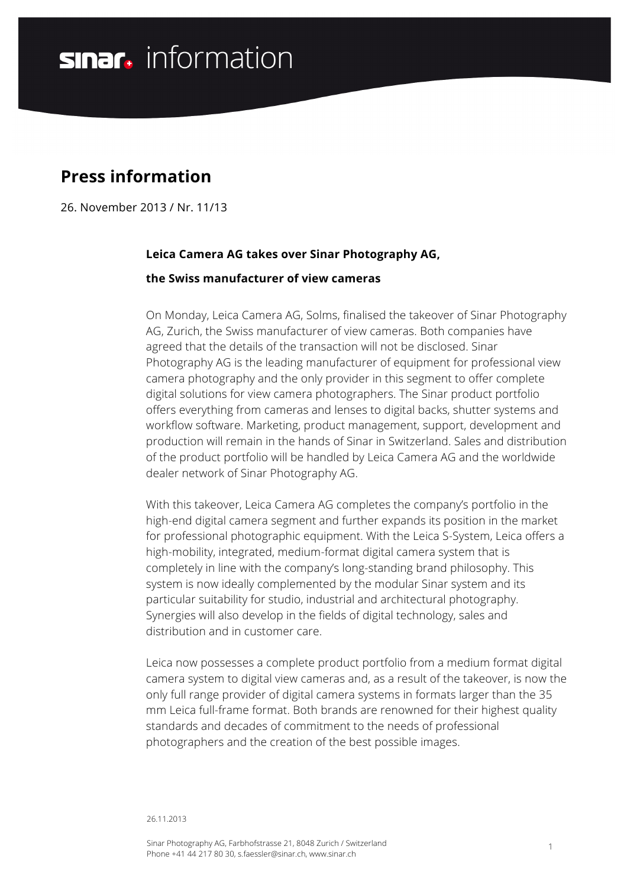# sinar information

## Press information

26. November 2013 / Nr. 11/13

**Leica Camera AG takes over Sinar Photography AG,**

**the Swiss manufacturer of view cameras**

On Monday, Leica Camera AG, Solms, finalised the takeover of Sinar Photography AG, Zurich, the Swiss manufacturer of view cameras. Both companies have agreed that the details of the transaction will not be disclosed. Sinar Photography AG is the leading manufacturer of equipment for professional view camera photography and the only provider in this segment to offer complete digital solutions for view camera photographers. The Sinar product portfolio offers everything from cameras and lenses to digital backs, shutter systems and workflow software. Marketing, product management, support, development and production will remain in the hands of Sinar in Switzerland. Sales and distribution of the product portfolio will be handled by Leica Camera AG and the worldwide dealer network of Sinar Photography AG.

With this takeover, Leica Camera AG completes the company's portfolio in the high-end digital camera segment and further expands its position in the market for professional photographic equipment. With the Leica S-System, Leica offers a high-mobility, integrated, medium-format digital camera system that is completely in line with the company's long-standing brand philosophy. This system is now ideally complemented by the modular Sinar system and its particular suitability for studio, industrial and architectural photography. Synergies will also develop in the fields of digital technology, sales and distribution and in customer care.

Leica now possesses a complete product portfolio from a medium format digital camera system to digital view cameras and, as a result of the takeover, is now the only full range provider of digital camera systems in formats larger than the 35 mm Leica full-frame format. Both brands are renowned for their highest quality standards and decades of commitment to the needs of professional photographers and the creation of the best possible images.

26.11.2013

Sinar Photography AG, Farbhofstrasse 21, 8048 Zurich / Switzerland
Phone +41 44 217 80 30, s.faessler@sinar.ch, www.sinar.ch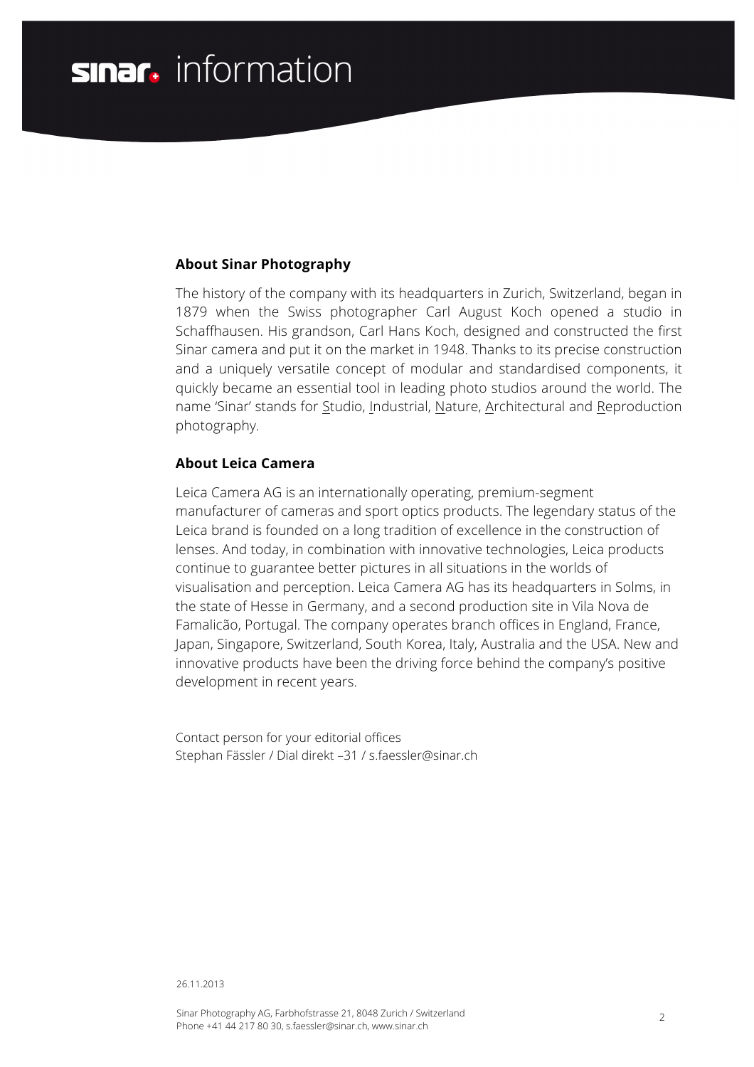## About Sinar Photography

The history of the company with its headquarters in Zurich, Switzerland, began in 1879 when the Swiss photographer Carl August Koch opened a studio in Schaffhausen. His grandson, Carl Hans Koch, designed and constructed the first Sinar camera and put it on the market in 1948. Thanks to its precise construction and a uniquely versatile concept of modular and standardised components, it quickly became an essential tool in leading photo studios around the world. The name 'Sinar' stands for Studio, Industrial, Nature, Architectural and Reproduction photography.

## About Leica Camera

Leica Camera AG is an internationally operating, premium-segment manufacturer of cameras and sport optics products. The legendary status of the Leica brand is founded on a long tradition of excellence in the construction of lenses. And today, in combination with innovative technologies, Leica products continue to guarantee better pictures in all situations in the worlds of visualisation and perception. Leica Camera AG has its headquarters in Solms, in the state of Hesse in Germany, and a second production site in Vila Nova de Famalicão, Portugal. The company operates branch offices in England, France, Japan, Singapore, Switzerland, South Korea, Italy, Australia and the USA. New and innovative products have been the driving force behind the company's positive development in recent years.

Contact person for your editorial offices
Stephan Fässler / Dial direkt –31 / s.faessler@sinar.ch

26.11.2013

Sinar Photography AG, Farbhofstrasse 21, 8048 Zurich / Switzerland
Phone +41 44 217 80 30, s.faessler@sinar.ch, www.sinar.ch